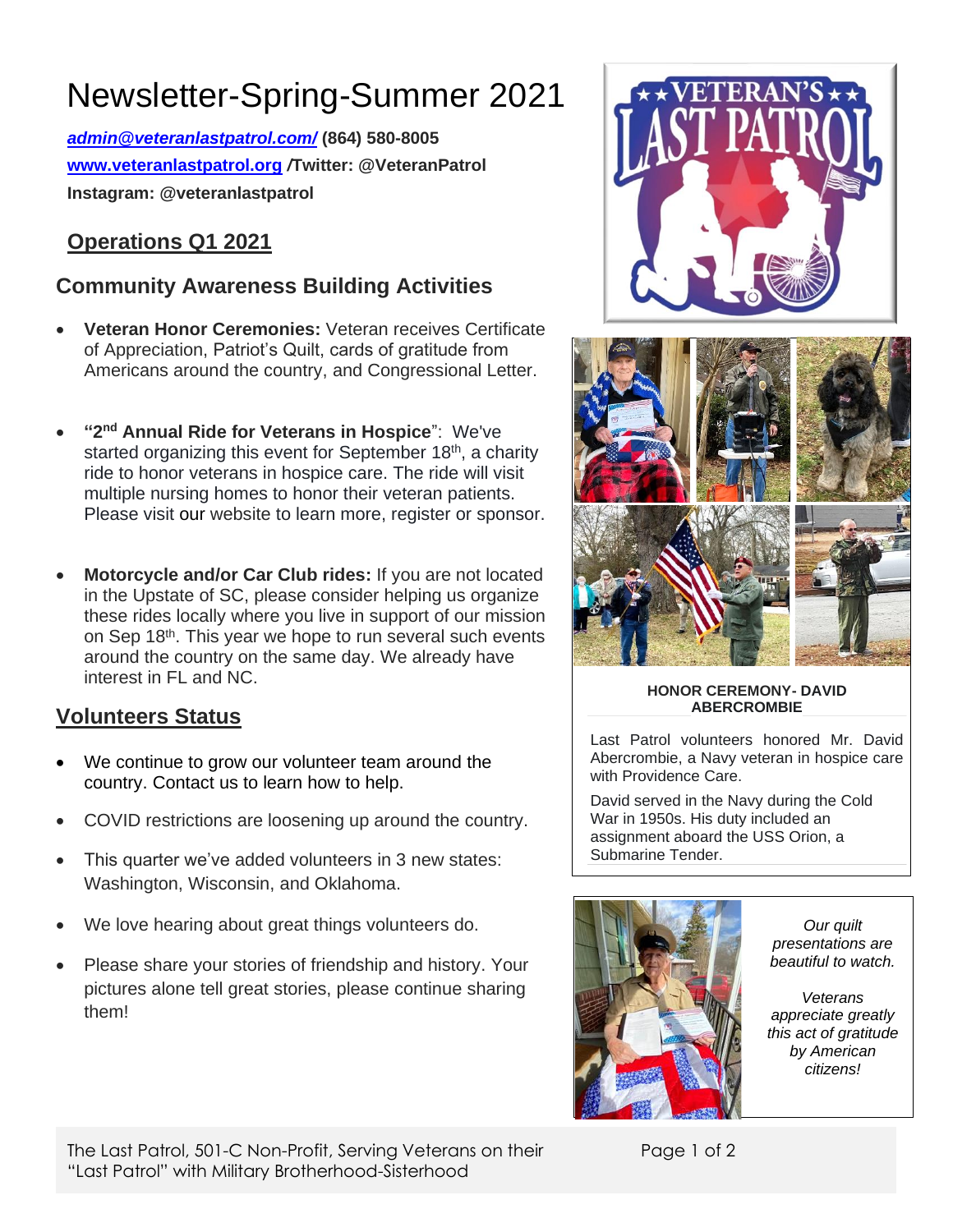# Newsletter-Spring-Summer 2021

***admin@veteranlastpatrol.com/*** **(864) 580-8005**

**www.veteranlastpatrol.org /Twitter: @VeteranPatrol**

**Instagram: @veteranlastpatrol**

## Operations Q1 2021

### Community Awareness Building Activities

- **Veteran Honor Ceremonies:** Veteran receives Certificate of Appreciation, Patriot's Quilt, cards of gratitude from Americans around the country, and Congressional Letter.
- **"2nd Annual Ride for Veterans in Hospice"**: We've started organizing this event for September 18th, a charity ride to honor veterans in hospice care. The ride will visit multiple nursing homes to honor their veteran patients. Please visit our website to learn more, register or sponsor.
- **Motorcycle and/or Car Club rides:** If you are not located in the Upstate of SC, please consider helping us organize these rides locally where you live in support of our mission on Sep 18th. This year we hope to run several such events around the country on the same day. We already have interest in FL and NC.

## Volunteers Status

- We continue to grow our volunteer team around the country. Contact us to learn how to help.
- COVID restrictions are loosening up around the country.
- This quarter we've added volunteers in 3 new states: Washington, Wisconsin, and Oklahoma.
- We love hearing about great things volunteers do.
- Please share your stories of friendship and history. Your pictures alone tell great stories, please continue sharing them!

**HONOR CEREMONY- DAVID ABERCROMBIE**

Last Patrol volunteers honored Mr. David Abercrombie, a Navy veteran in hospice care with Providence Care.

David served in the Navy during the Cold War in 1950s. His duty included an assignment aboard the USS Orion, a Submarine Tender.

*Our quilt presentations are beautiful to watch.*

*Veterans appreciate greatly this act of gratitude by American citizens!*

The Last Patrol, 501-C Non-Profit, Serving Veterans on their "Last Patrol" with Military Brotherhood-Sisterhood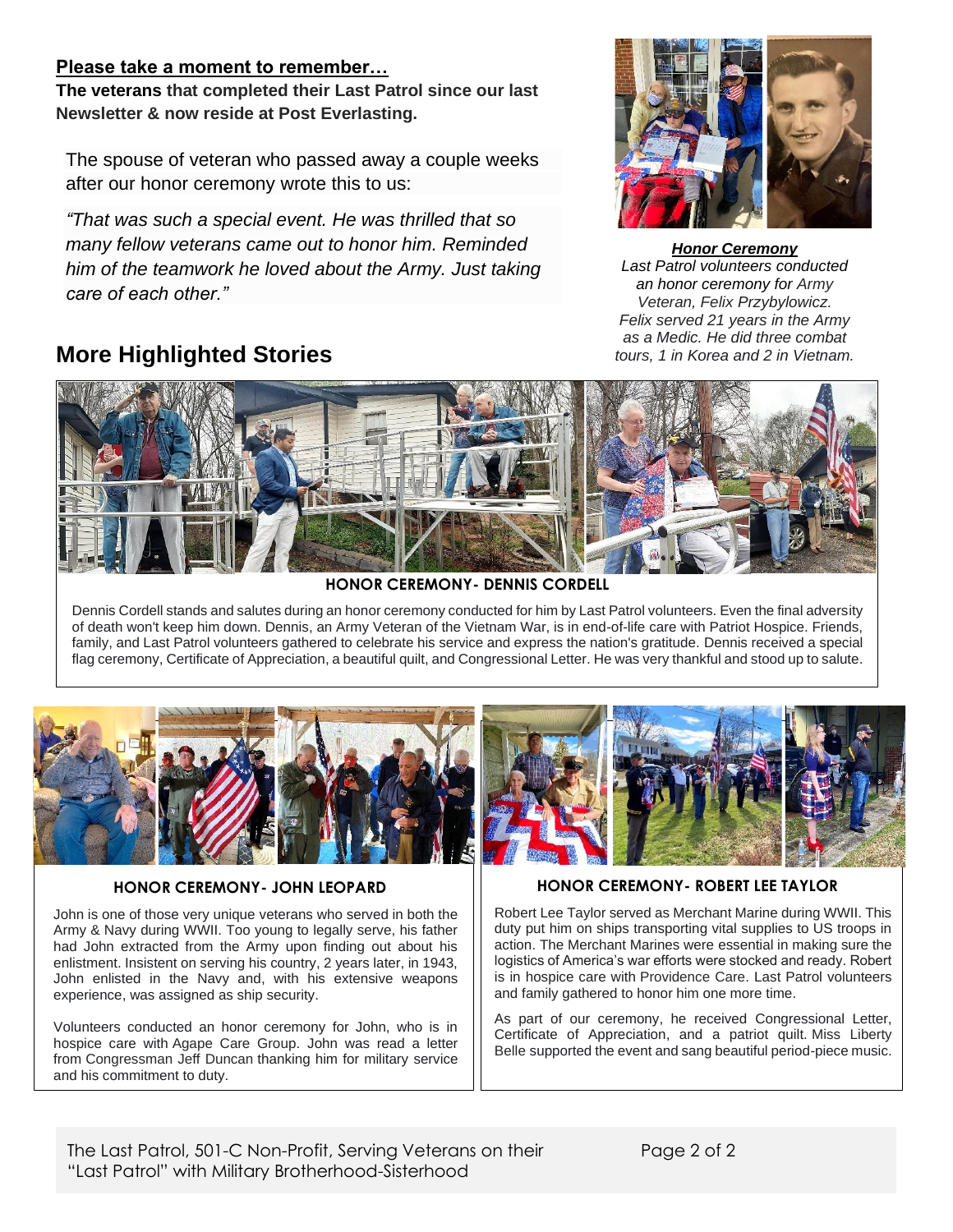**Please take a moment to remember…**

**The veterans that completed their Last Patrol since our last Newsletter & now reside at Post Everlasting.**

The spouse of veteran who passed away a couple weeks after our honor ceremony wrote this to us:

*"That was such a special event. He was thrilled that so many fellow veterans came out to honor him. Reminded him of the teamwork he loved about the Army. Just taking care of each other."*

***Honor Ceremony***

*Last Patrol volunteers conducted an honor ceremony for Army Veteran, Felix Przybylowicz. Felix served 21 years in the Army as a Medic. He did three combat tours, 1 in Korea and 2 in Vietnam.*

## More Highlighted Stories

### HONOR CEREMONY- DENNIS CORDELL

Dennis Cordell stands and salutes during an honor ceremony conducted for him by Last Patrol volunteers. Even the final adversity of death won't keep him down. Dennis, an Army Veteran of the Vietnam War, is in end-of-life care with Patriot Hospice. Friends, family, and Last Patrol volunteers gathered to celebrate his service and express the nation's gratitude. Dennis received a special flag ceremony, Certificate of Appreciation, a beautiful quilt, and Congressional Letter. He was very thankful and stood up to salute.

### HONOR CEREMONY- JOHN LEOPARD

John is one of those very unique veterans who served in both the Army & Navy during WWII. Too young to legally serve, his father had John extracted from the Army upon finding out about his enlistment. Insistent on serving his country, 2 years later, in 1943, John enlisted in the Navy and, with his extensive weapons experience, was assigned as ship security.

Volunteers conducted an honor ceremony for John, who is in hospice care with Agape Care Group. John was read a letter from Congressman Jeff Duncan thanking him for military service and his commitment to duty.

### HONOR CEREMONY- ROBERT LEE TAYLOR

Robert Lee Taylor served as Merchant Marine during WWII. This duty put him on ships transporting vital supplies to US troops in action. The Merchant Marines were essential in making sure the logistics of America's war efforts were stocked and ready. Robert is in hospice care with Providence Care. Last Patrol volunteers and family gathered to honor him one more time.

As part of our ceremony, he received Congressional Letter, Certificate of Appreciation, and a patriot quilt. Miss Liberty Belle supported the event and sang beautiful period-piece music.